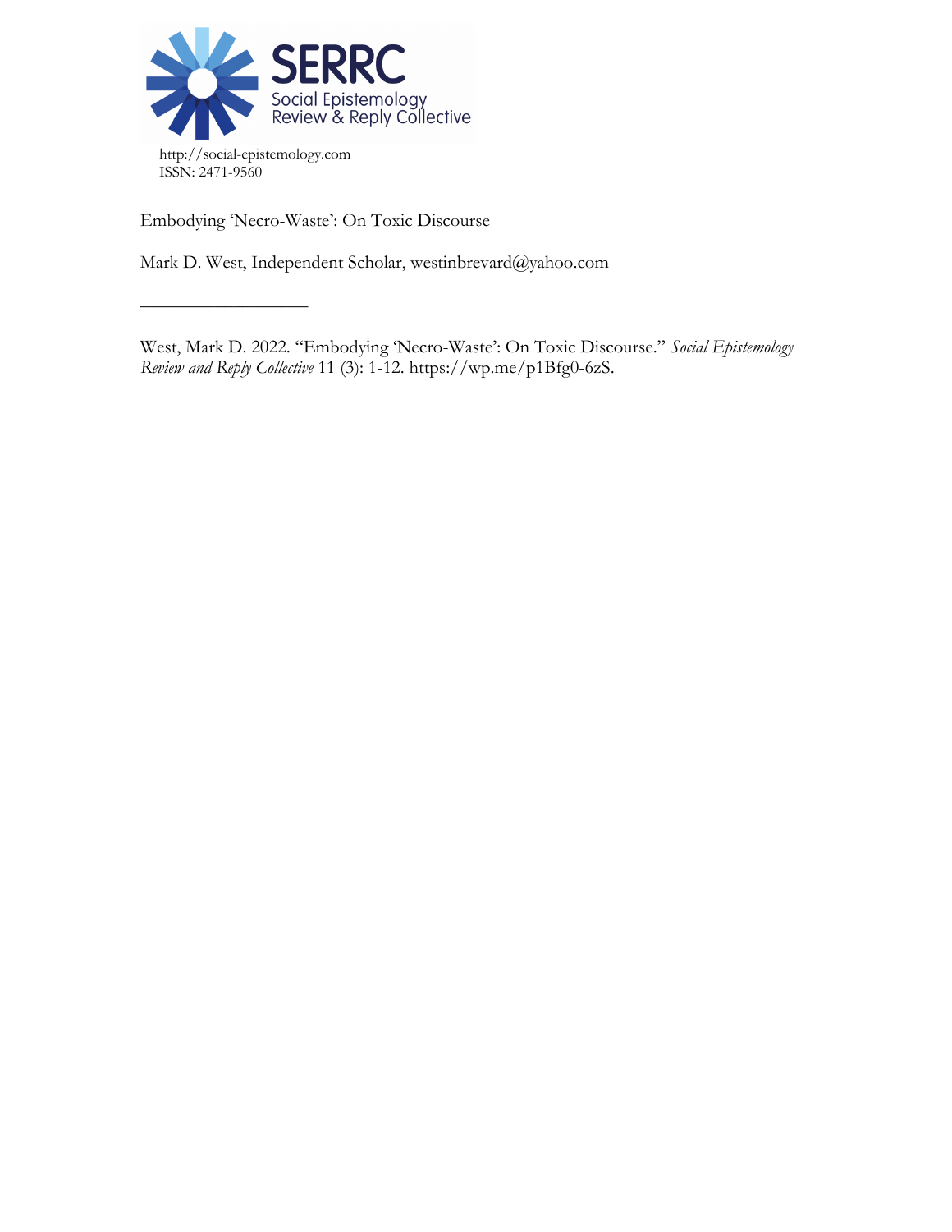SERRC
Social Epistemology
Review & Reply Collective

http://social-epistemology.com
ISSN: 2471-9560

# Embodying 'Necro-Waste': On Toxic Discourse

Mark D. West, Independent Scholar, westinbrevard@yahoo.com

---

West, Mark D. 2022. "Embodying 'Necro-Waste': On Toxic Discourse." *Social Epistemology Review and Reply Collective* 11 (3): 1-12. https://wp.me/p1Bfg0-6zS.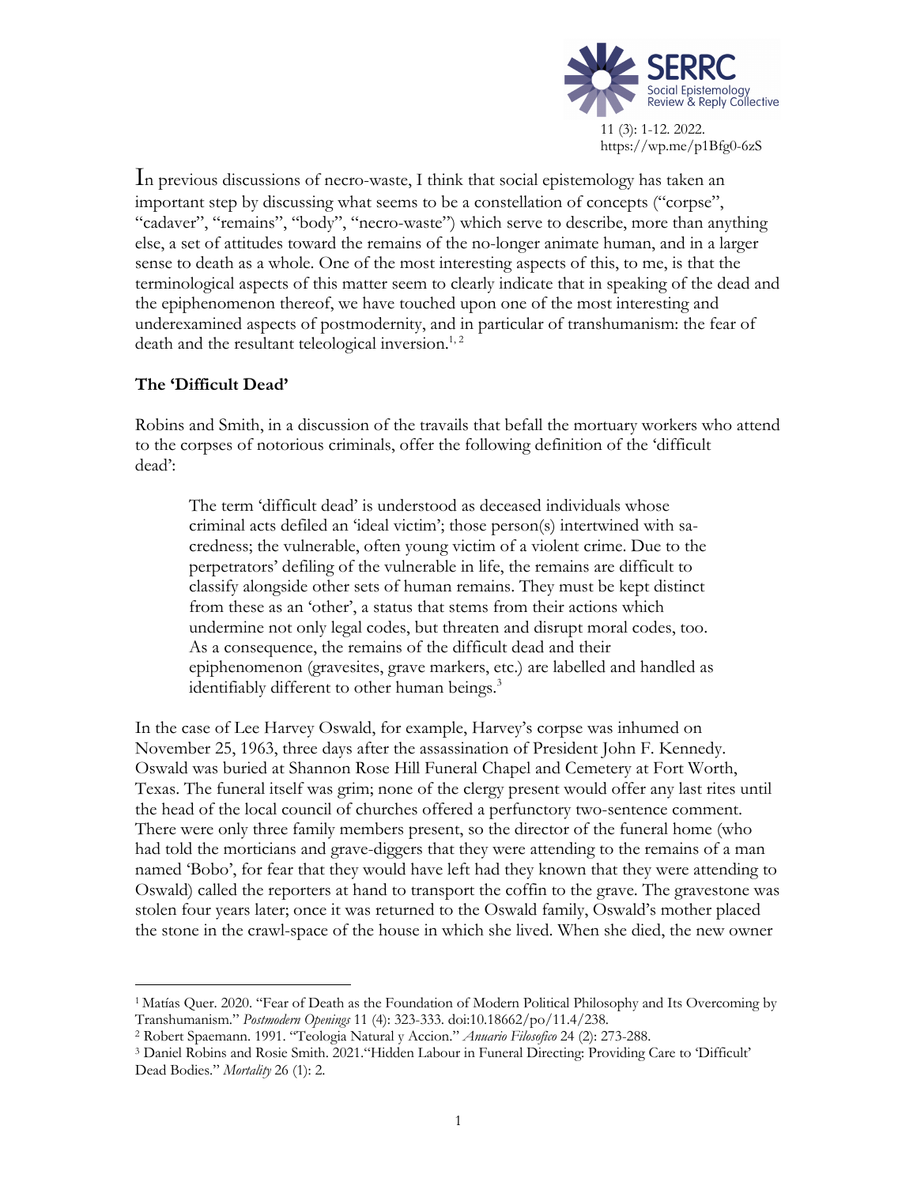In previous discussions of necro-waste, I think that social epistemology has taken an important step by discussing what seems to be a constellation of concepts ("corpse", "cadaver", "remains", "body", "necro-waste") which serve to describe, more than anything else, a set of attitudes toward the remains of the no-longer animate human, and in a larger sense to death as a whole. One of the most interesting aspects of this, to me, is that the terminological aspects of this matter seem to clearly indicate that in speaking of the dead and the epiphenomenon thereof, we have touched upon one of the most interesting and underexamined aspects of postmodernity, and in particular of transhumanism: the fear of death and the resultant teleological inversion.[1, 2]

### The 'Difficult Dead'

Robins and Smith, in a discussion of the travails that befall the mortuary workers who attend to the corpses of notorious criminals, offer the following definition of the 'difficult dead':

> The term 'difficult dead' is understood as deceased individuals whose criminal acts defiled an 'ideal victim'; those person(s) intertwined with sacredness; the vulnerable, often young victim of a violent crime. Due to the perpetrators' defiling of the vulnerable in life, the remains are difficult to classify alongside other sets of human remains. They must be kept distinct from these as an 'other', a status that stems from their actions which undermine not only legal codes, but threaten and disrupt moral codes, too. As a consequence, the remains of the difficult dead and their epiphenomenon (gravesites, grave markers, etc.) are labelled and handled as identifiably different to other human beings.[3]

In the case of Lee Harvey Oswald, for example, Harvey's corpse was inhumed on November 25, 1963, three days after the assassination of President John F. Kennedy. Oswald was buried at Shannon Rose Hill Funeral Chapel and Cemetery at Fort Worth, Texas. The funeral itself was grim; none of the clergy present would offer any last rites until the head of the local council of churches offered a perfunctory two-sentence comment. There were only three family members present, so the director of the funeral home (who had told the morticians and grave-diggers that they were attending to the remains of a man named 'Bobo', for fear that they would have left had they known that they were attending to Oswald) called the reporters at hand to transport the coffin to the grave. The gravestone was stolen four years later; once it was returned to the Oswald family, Oswald's mother placed the stone in the crawl-space of the house in which she lived. When she died, the new owner

---

[1] Matías Quer. 2020. "Fear of Death as the Foundation of Modern Political Philosophy and Its Overcoming by Transhumanism." *Postmodern Openings* 11 (4): 323-333. doi:10.18662/po/11.4/238.

[2] Robert Spaemann. 1991. "Teologia Natural y Accion." *Anuario Filosofico* 24 (2): 273-288.

[3] Daniel Robins and Rosie Smith. 2021."Hidden Labour in Funeral Directing: Providing Care to 'Difficult' Dead Bodies." *Mortality* 26 (1): 2.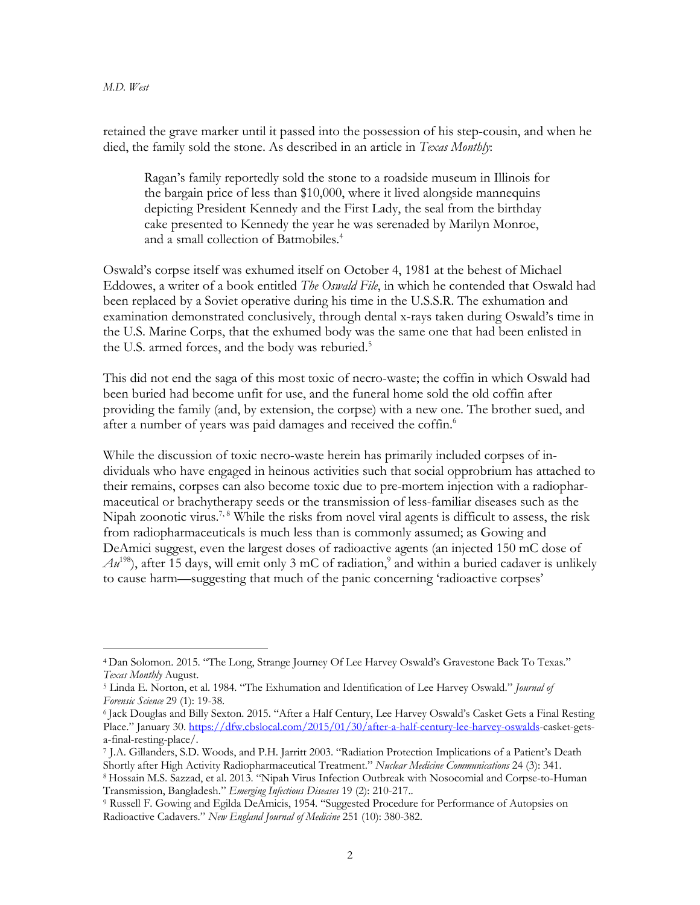retained the grave marker until it passed into the possession of his step-cousin, and when he died, the family sold the stone. As described in an article in *Texas Monthly*:

> Ragan's family reportedly sold the stone to a roadside museum in Illinois for the bargain price of less than $10,000, where it lived alongside mannequins depicting President Kennedy and the First Lady, the seal from the birthday cake presented to Kennedy the year he was serenaded by Marilyn Monroe, and a small collection of Batmobiles.[4]

Oswald's corpse itself was exhumed itself on October 4, 1981 at the behest of Michael Eddowes, a writer of a book entitled *The Oswald File*, in which he contended that Oswald had been replaced by a Soviet operative during his time in the U.S.S.R. The exhumation and examination demonstrated conclusively, through dental x-rays taken during Oswald's time in the U.S. Marine Corps, that the exhumed body was the same one that had been enlisted in the U.S. armed forces, and the body was reburied.[5]

This did not end the saga of this most toxic of necro-waste; the coffin in which Oswald had been buried had become unfit for use, and the funeral home sold the old coffin after providing the family (and, by extension, the corpse) with a new one. The brother sued, and after a number of years was paid damages and received the coffin.[6]

While the discussion of toxic necro-waste herein has primarily included corpses of individuals who have engaged in heinous activities such that social opprobrium has attached to their remains, corpses can also become toxic due to pre-mortem injection with a radiopharmaceutical or brachytherapy seeds or the transmission of less-familiar diseases such as the Nipah zoonotic virus.[7,8] While the risks from novel viral agents is difficult to assess, the risk from radiopharmaceuticals is much less than is commonly assumed; as Gowing and DeAmici suggest, even the largest doses of radioactive agents (an injected 150 mC dose of $Au^{198}$), after 15 days, will emit only 3 mC of radiation,[9] and within a buried cadaver is unlikely to cause harm—suggesting that much of the panic concerning 'radioactive corpses'

---

[4] Dan Solomon. 2015. "The Long, Strange Journey Of Lee Harvey Oswald's Gravestone Back To Texas." *Texas Monthly* August.

[5] Linda E. Norton, et al. 1984. "The Exhumation and Identification of Lee Harvey Oswald." *Journal of Forensic Science* 29 (1): 19-38.

[6] Jack Douglas and Billy Sexton. 2015. "After a Half Century, Lee Harvey Oswald's Casket Gets a Final Resting Place." January 30. https://dfw.cbslocal.com/2015/01/30/after-a-half-century-lee-harvey-oswalds-casket-gets-a-final-resting-place/.

[7] J.A. Gillanders, S.D. Woods, and P.H. Jarritt 2003. "Radiation Protection Implications of a Patient's Death Shortly after High Activity Radiopharmaceutical Treatment." *Nuclear Medicine Communications* 24 (3): 341.

[8] Hossain M.S. Sazzad, et al. 2013. "Nipah Virus Infection Outbreak with Nosocomial and Corpse-to-Human Transmission, Bangladesh." *Emerging Infectious Diseases* 19 (2): 210-217..

[9] Russell F. Gowing and Egilda DeAmicis, 1954. "Suggested Procedure for Performance of Autopsies on Radioactive Cadavers." *New England Journal of Medicine* 251 (10): 380-382.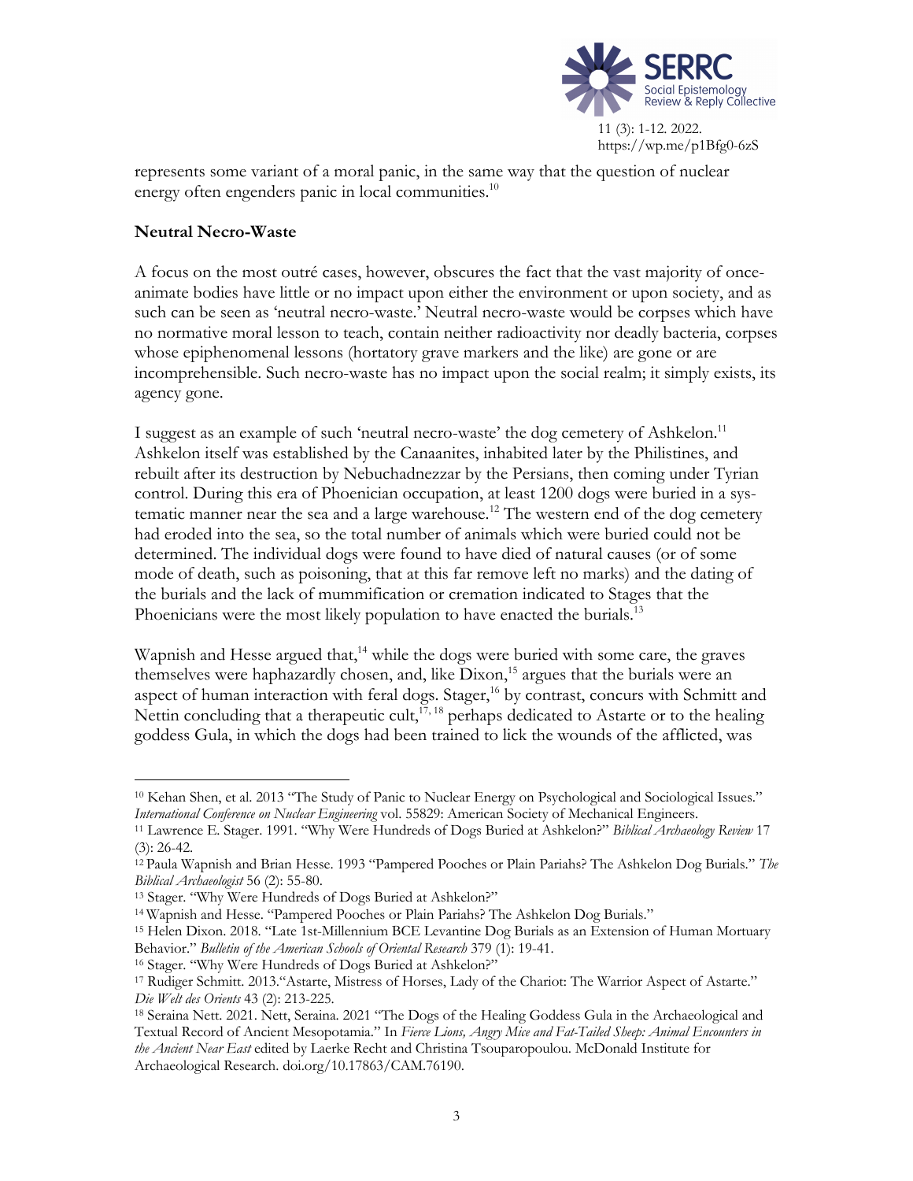represents some variant of a moral panic, in the same way that the question of nuclear energy often engenders panic in local communities.[10]

## Neutral Necro-Waste

A focus on the most outré cases, however, obscures the fact that the vast majority of once-animate bodies have little or no impact upon either the environment or upon society, and as such can be seen as 'neutral necro-waste.' Neutral necro-waste would be corpses which have no normative moral lesson to teach, contain neither radioactivity nor deadly bacteria, corpses whose epiphenomenal lessons (hortatory grave markers and the like) are gone or are incomprehensible. Such necro-waste has no impact upon the social realm; it simply exists, its agency gone.

I suggest as an example of such 'neutral necro-waste' the dog cemetery of Ashkelon.[11] Ashkelon itself was established by the Canaanites, inhabited later by the Philistines, and rebuilt after its destruction by Nebuchadnezzar by the Persians, then coming under Tyrian control. During this era of Phoenician occupation, at least 1200 dogs were buried in a systematic manner near the sea and a large warehouse.[12] The western end of the dog cemetery had eroded into the sea, so the total number of animals which were buried could not be determined. The individual dogs were found to have died of natural causes (or of some mode of death, such as poisoning, that at this far remove left no marks) and the dating of the burials and the lack of mummification or cremation indicated to Stages that the Phoenicians were the most likely population to have enacted the burials.[13]

Wapnish and Hesse argued that,[14] while the dogs were buried with some care, the graves themselves were haphazardly chosen, and, like Dixon,[15] argues that the burials were an aspect of human interaction with feral dogs. Stager,[16] by contrast, concurs with Schmitt and Nettin concluding that a therapeutic cult,[17, 18] perhaps dedicated to Astarte or to the healing goddess Gula, in which the dogs had been trained to lick the wounds of the afflicted, was

---

[10] Kehan Shen, et al. 2013 "The Study of Panic to Nuclear Energy on Psychological and Sociological Issues." *International Conference on Nuclear Engineering* vol. 55829: American Society of Mechanical Engineers.

[11] Lawrence E. Stager. 1991. "Why Were Hundreds of Dogs Buried at Ashkelon?" *Biblical Archaeology Review* 17 (3): 26-42.

[12] Paula Wapnish and Brian Hesse. 1993 "Pampered Pooches or Plain Pariahs? The Ashkelon Dog Burials." *The Biblical Archaeologist* 56 (2): 55-80.

[13] Stager. "Why Were Hundreds of Dogs Buried at Ashkelon?"

[14] Wapnish and Hesse. "Pampered Pooches or Plain Pariahs? The Ashkelon Dog Burials."

[15] Helen Dixon. 2018. "Late 1st-Millennium BCE Levantine Dog Burials as an Extension of Human Mortuary Behavior." *Bulletin of the American Schools of Oriental Research* 379 (1): 19-41.

[16] Stager. "Why Were Hundreds of Dogs Buried at Ashkelon?"

[17] Rudiger Schmitt. 2013."Astarte, Mistress of Horses, Lady of the Chariot: The Warrior Aspect of Astarte." *Die Welt des Orients* 43 (2): 213-225.

[18] Seraina Nett. 2021. Nett, Seraina. 2021 "The Dogs of the Healing Goddess Gula in the Archaeological and Textual Record of Ancient Mesopotamia." In *Fierce Lions, Angry Mice and Fat-Tailed Sheep: Animal Encounters in the Ancient Near East* edited by Laerke Recht and Christina Tsouparopoulou. McDonald Institute for Archaeological Research. doi.org/10.17863/CAM.76190.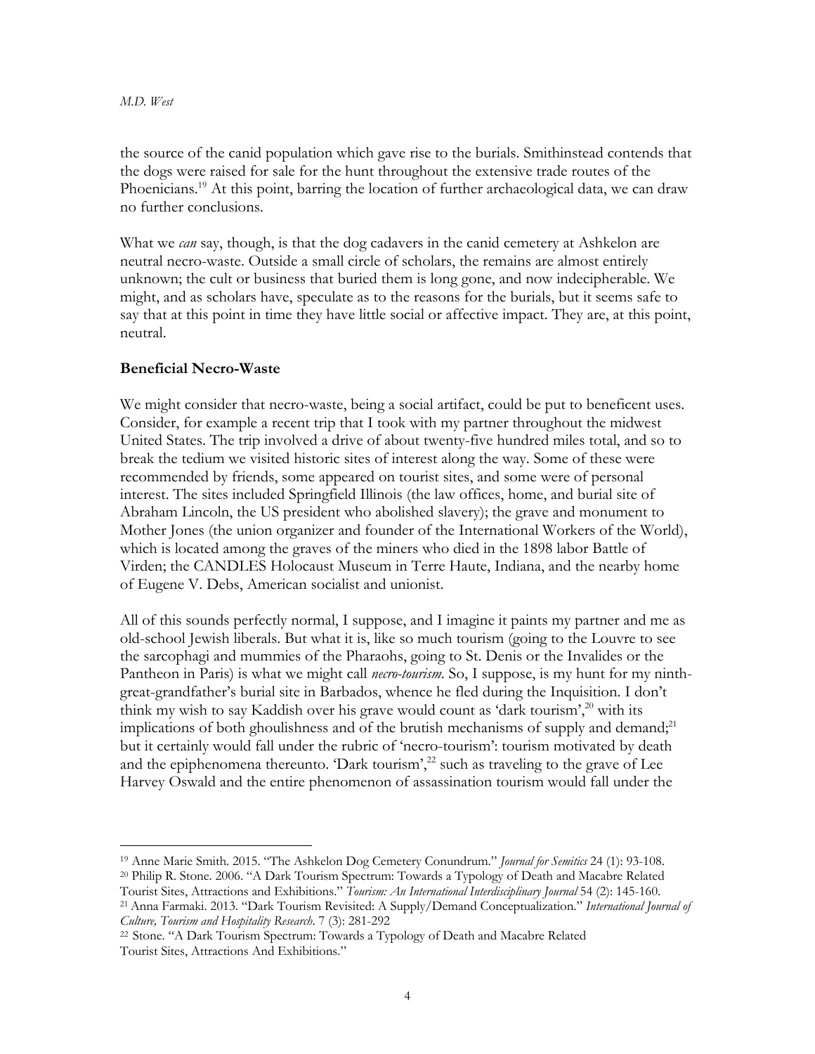the source of the canid population which gave rise to the burials. Smithinstead contends that the dogs were raised for sale for the hunt throughout the extensive trade routes of the Phoenicians.[19] At this point, barring the location of further archaeological data, we can draw no further conclusions.

What we *can* say, though, is that the dog cadavers in the canid cemetery at Ashkelon are neutral necro-waste. Outside a small circle of scholars, the remains are almost entirely unknown; the cult or business that buried them is long gone, and now indecipherable. We might, and as scholars have, speculate as to the reasons for the burials, but it seems safe to say that at this point in time they have little social or affective impact. They are, at this point, neutral.

**Beneficial Necro-Waste**

We might consider that necro-waste, being a social artifact, could be put to beneficent uses. Consider, for example a recent trip that I took with my partner throughout the midwest United States. The trip involved a drive of about twenty-five hundred miles total, and so to break the tedium we visited historic sites of interest along the way. Some of these were recommended by friends, some appeared on tourist sites, and some were of personal interest. The sites included Springfield Illinois (the law offices, home, and burial site of Abraham Lincoln, the US president who abolished slavery); the grave and monument to Mother Jones (the union organizer and founder of the International Workers of the World), which is located among the graves of the miners who died in the 1898 labor Battle of Virden; the CANDLES Holocaust Museum in Terre Haute, Indiana, and the nearby home of Eugene V. Debs, American socialist and unionist.

All of this sounds perfectly normal, I suppose, and I imagine it paints my partner and me as old-school Jewish liberals. But what it is, like so much tourism (going to the Louvre to see the sarcophagi and mummies of the Pharaohs, going to St. Denis or the Invalides or the Pantheon in Paris) is what we might call *necro-tourism*. So, I suppose, is my hunt for my ninth-great-grandfather's burial site in Barbados, whence he fled during the Inquisition. I don't think my wish to say Kaddish over his grave would count as 'dark tourism',[20] with its implications of both ghoulishness and of the brutish mechanisms of supply and demand;[21] but it certainly would fall under the rubric of 'necro-tourism': tourism motivated by death and the epiphenomena thereunto. 'Dark tourism',[22] such as traveling to the grave of Lee Harvey Oswald and the entire phenomenon of assassination tourism would fall under the

---

[19] Anne Marie Smith. 2015. "The Ashkelon Dog Cemetery Conundrum." *Journal for Semitics* 24 (1): 93-108.

[20] Philip R. Stone. 2006. "A Dark Tourism Spectrum: Towards a Typology of Death and Macabre Related Tourist Sites, Attractions and Exhibitions." *Tourism: An International Interdisciplinary Journal* 54 (2): 145-160.

[21] Anna Farmaki. 2013. "Dark Tourism Revisited: A Supply/Demand Conceptualization." *International Journal of Culture, Tourism and Hospitality Research*. 7 (3): 281-292

[22] Stone. "A Dark Tourism Spectrum: Towards a Typology of Death and Macabre Related Tourist Sites, Attractions And Exhibitions."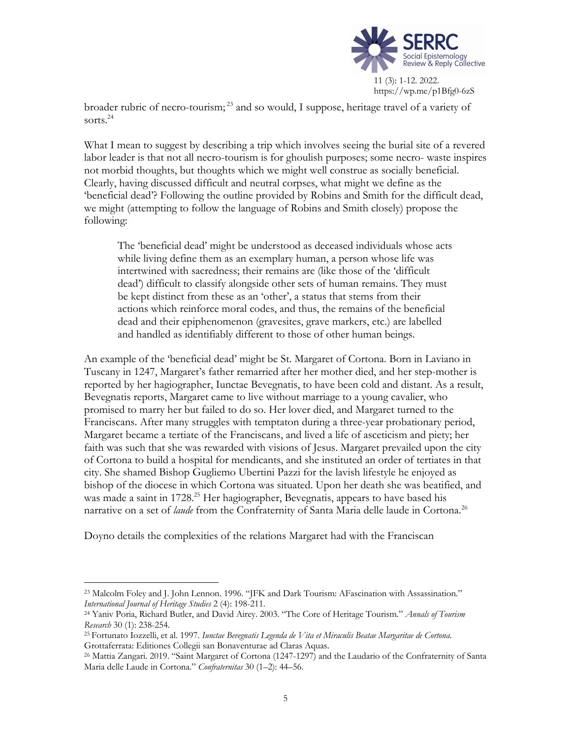broader rubric of necro-tourism;[23] and so would, I suppose, heritage travel of a variety of sorts.[24]

What I mean to suggest by describing a trip which involves seeing the burial site of a revered labor leader is that not all necro-tourism is for ghoulish purposes; some necro- waste inspires not morbid thoughts, but thoughts which we might well construe as socially beneficial. Clearly, having discussed difficult and neutral corpses, what might we define as the 'beneficial dead'? Following the outline provided by Robins and Smith for the difficult dead, we might (attempting to follow the language of Robins and Smith closely) propose the following:

> The 'beneficial dead' might be understood as deceased individuals whose acts while living define them as an exemplary human, a person whose life was intertwined with sacredness; their remains are (like those of the 'difficult dead') difficult to classify alongside other sets of human remains. They must be kept distinct from these as an 'other', a status that stems from their actions which reinforce moral codes, and thus, the remains of the beneficial dead and their epiphenomenon (gravesites, grave markers, etc.) are labelled and handled as identifiably different to those of other human beings.

An example of the 'beneficial dead' might be St. Margaret of Cortona. Born in Laviano in Tuscany in 1247, Margaret's father remarried after her mother died, and her step-mother is reported by her hagiographer, Iunctae Bevegnatis, to have been cold and distant. As a result, Bevegnatis reports, Margaret came to live without marriage to a young cavalier, who promised to marry her but failed to do so. Her lover died, and Margaret turned to the Franciscans. After many struggles with temptaton during a three-year probationary period, Margaret became a tertiate of the Franciscans, and lived a life of asceticism and piety; her faith was such that she was rewarded with visions of Jesus. Margaret prevailed upon the city of Cortona to build a hospital for mendicants, and she instituted an order of tertiates in that city. She shamed Bishop Gugliemo Ubertini Pazzi for the lavish lifestyle he enjoyed as bishop of the diocese in which Cortona was situated. Upon her death she was beatified, and was made a saint in 1728.[25] Her hagiographer, Bevegnatis, appears to have based his narrative on a set of *laude* from the Confraternity of Santa Maria delle laude in Cortona.[26]

Doyno details the complexities of the relations Margaret had with the Franciscan

---

[23] Malcolm Foley and J. John Lennon. 1996. "JFK and Dark Tourism: AFascination with Assassination." *International Journal of Heritage Studies* 2 (4): 198-211.

[24] Yaniv Poria, Richard Butler, and David Airey. 2003. "The Core of Heritage Tourism." *Annals of Tourism Research* 30 (1): 238-254.

[25] Fortunato Iozzelli, et al. 1997. *Iunctae Bevegnatis Legenda de Vita et Miraculis Beatae Margaritae de Cortona.* Grottaferrata: Editiones Collegii san Bonaventurae ad Claras Aquas.

[26] Mattia Zangari. 2019. "Saint Margaret of Cortona (1247-1297) and the Laudario of the Confraternity of Santa Maria delle Laude in Cortona." *Confraternitas* 30 (1–2): 44–56.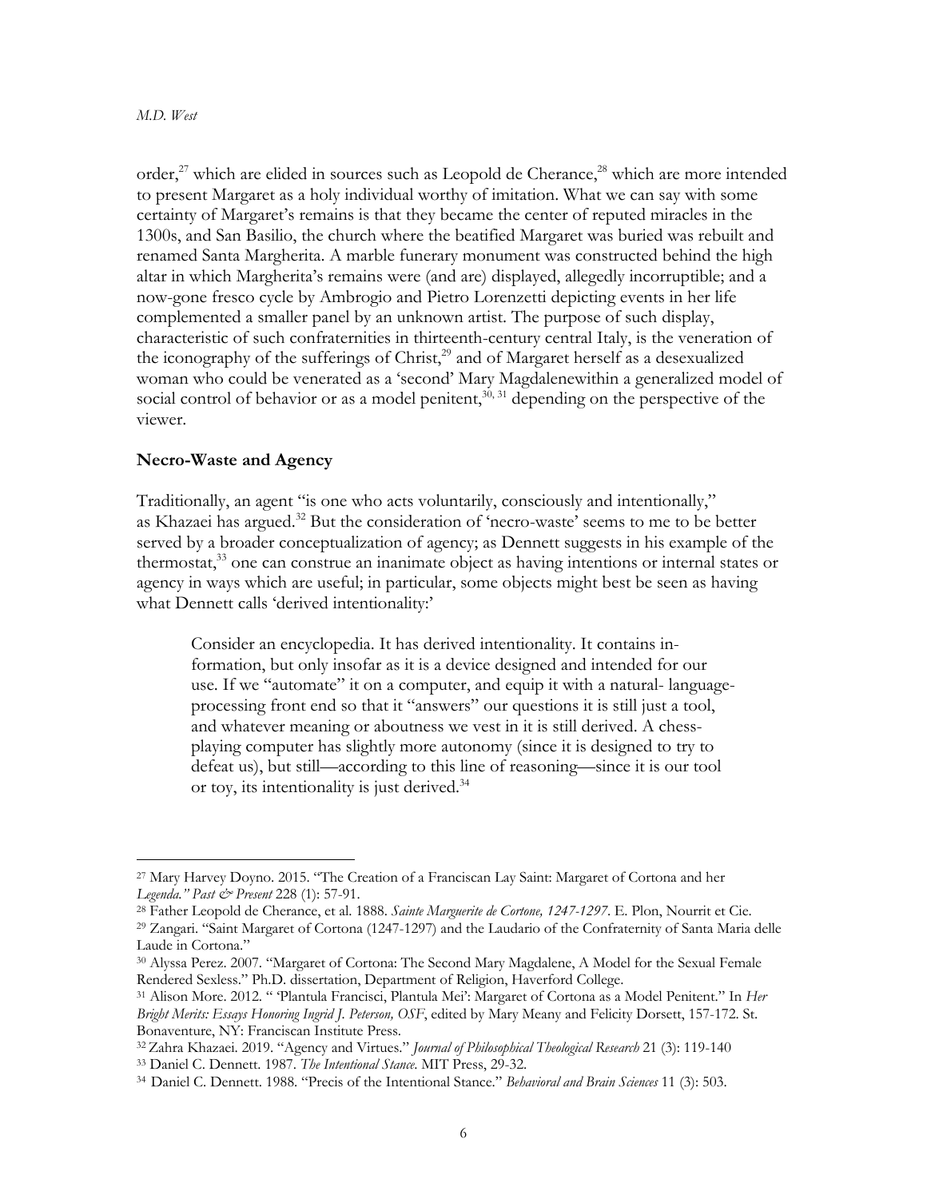order,[27] which are elided in sources such as Leopold de Cherance,[28] which are more intended to present Margaret as a holy individual worthy of imitation. What we can say with some certainty of Margaret's remains is that they became the center of reputed miracles in the 1300s, and San Basilio, the church where the beatified Margaret was buried was rebuilt and renamed Santa Margherita. A marble funerary monument was constructed behind the high altar in which Margherita's remains were (and are) displayed, allegedly incorruptible; and a now-gone fresco cycle by Ambrogio and Pietro Lorenzetti depicting events in her life complemented a smaller panel by an unknown artist. The purpose of such display, characteristic of such confraternities in thirteenth-century central Italy, is the veneration of the iconography of the sufferings of Christ,[29] and of Margaret herself as a desexualized woman who could be venerated as a 'second' Mary Magdalenewithin a generalized model of social control of behavior or as a model penitent,[30, 31] depending on the perspective of the viewer.

## Necro-Waste and Agency

Traditionally, an agent "is one who acts voluntarily, consciously and intentionally," as Khazaei has argued.[32] But the consideration of 'necro-waste' seems to me to be better served by a broader conceptualization of agency; as Dennett suggests in his example of the thermostat,[33] one can construe an inanimate object as having intentions or internal states or agency in ways which are useful; in particular, some objects might best be seen as having what Dennett calls 'derived intentionality:'

> Consider an encyclopedia. It has derived intentionality. It contains in-formation, but only insofar as it is a device designed and intended for our use. If we "automate" it on a computer, and equip it with a natural- language-processing front end so that it "answers" our questions it is still just a tool, and whatever meaning or aboutness we vest in it is still derived. A chess-playing computer has slightly more autonomy (since it is designed to try to defeat us), but still—according to this line of reasoning—since it is our tool or toy, its intentionality is just derived.[34]

---

[27] Mary Harvey Doyno. 2015. "The Creation of a Franciscan Lay Saint: Margaret of Cortona and her *Legenda." Past & Present* 228 (1): 57-91.

[28] Father Leopold de Cherance, et al. 1888. *Sainte Marguerite de Cortone, 1247-1297*. E. Plon, Nourrit et Cie.

[29] Zangari. "Saint Margaret of Cortona (1247-1297) and the Laudario of the Confraternity of Santa Maria delle Laude in Cortona."

[30] Alyssa Perez. 2007. "Margaret of Cortona: The Second Mary Magdalene, A Model for the Sexual Female Rendered Sexless." Ph.D. dissertation, Department of Religion, Haverford College.

[31] Alison More. 2012. " 'Plantula Francisci, Plantula Mei': Margaret of Cortona as a Model Penitent." In *Her Bright Merits: Essays Honoring Ingrid J. Peterson, OSF*, edited by Mary Meany and Felicity Dorsett, 157-172. St. Bonaventure, NY: Franciscan Institute Press.

[32] Zahra Khazaei. 2019. "Agency and Virtues." *Journal of Philosophical Theological Research* 21 (3): 119-140

[33] Daniel C. Dennett. 1987. *The Intentional Stance*. MIT Press, 29-32.

[34] Daniel C. Dennett. 1988. "Precis of the Intentional Stance." *Behavioral and Brain Sciences* 11 (3): 503.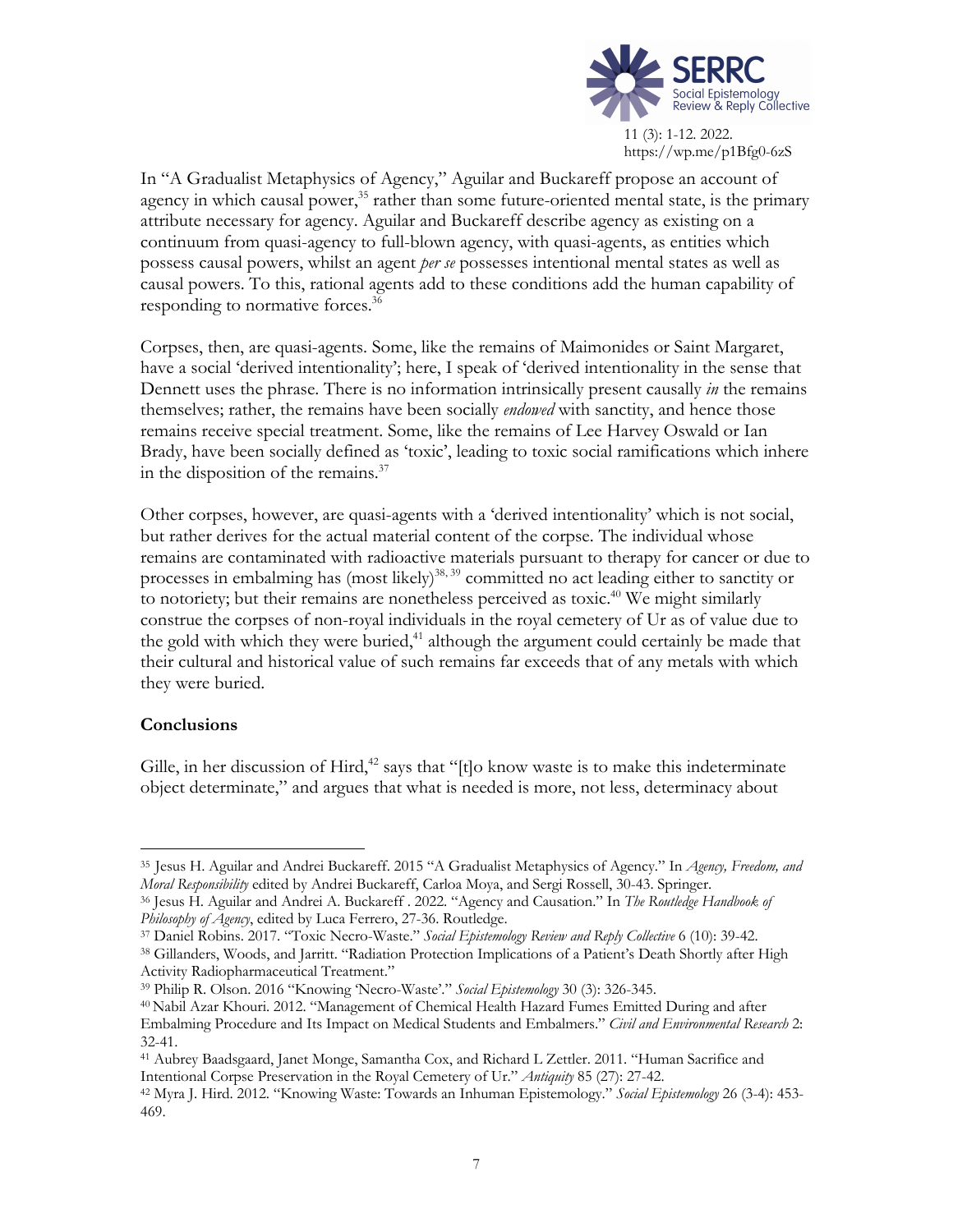In "A Gradualist Metaphysics of Agency," Aguilar and Buckareff propose an account of agency in which causal power,[35] rather than some future-oriented mental state, is the primary attribute necessary for agency. Aguilar and Buckareff describe agency as existing on a continuum from quasi-agency to full-blown agency, with quasi-agents, as entities which possess causal powers, whilst an agent *per se* possesses intentional mental states as well as causal powers. To this, rational agents add to these conditions add the human capability of responding to normative forces.[36]

Corpses, then, are quasi-agents. Some, like the remains of Maimonides or Saint Margaret, have a social 'derived intentionality'; here, I speak of 'derived intentionality in the sense that Dennett uses the phrase. There is no information intrinsically present causally *in* the remains themselves; rather, the remains have been socially *endowed* with sanctity, and hence those remains receive special treatment. Some, like the remains of Lee Harvey Oswald or Ian Brady, have been socially defined as 'toxic', leading to toxic social ramifications which inhere in the disposition of the remains.[37]

Other corpses, however, are quasi-agents with a 'derived intentionality' which is not social, but rather derives for the actual material content of the corpse. The individual whose remains are contaminated with radioactive materials pursuant to therapy for cancer or due to processes in embalming has (most likely)[38, 39] committed no act leading either to sanctity or to notoriety; but their remains are nonetheless perceived as toxic.[40] We might similarly construe the corpses of non-royal individuals in the royal cemetery of Ur as of value due to the gold with which they were buried,[41] although the argument could certainly be made that their cultural and historical value of such remains far exceeds that of any metals with which they were buried.

## Conclusions

Gille, in her discussion of Hird,[42] says that "[t]o know waste is to make this indeterminate object determinate," and argues that what is needed is more, not less, determinacy about

---

[35] Jesus H. Aguilar and Andrei Buckareff. 2015 "A Gradualist Metaphysics of Agency." In *Agency, Freedom, and Moral Responsibility* edited by Andrei Buckareff, Carloa Moya, and Sergi Rossell, 30-43. Springer.

[36] Jesus H. Aguilar and Andrei A. Buckareff . 2022. "Agency and Causation." In *The Routledge Handbook of Philosophy of Agency*, edited by Luca Ferrero, 27-36. Routledge.

[37] Daniel Robins. 2017. "Toxic Necro-Waste." *Social Epistemology Review and Reply Collective* 6 (10): 39-42.

[38] Gillanders, Woods, and Jarritt. "Radiation Protection Implications of a Patient's Death Shortly after High Activity Radiopharmaceutical Treatment."

[39] Philip R. Olson. 2016 "Knowing 'Necro-Waste'." *Social Epistemology* 30 (3): 326-345.

[40] Nabil Azar Khouri. 2012. "Management of Chemical Health Hazard Fumes Emitted During and after Embalming Procedure and Its Impact on Medical Students and Embalmers." *Civil and Environmental Research* 2: 32-41.

[41] Aubrey Baadsgaard, Janet Monge, Samantha Cox, and Richard L Zettler. 2011. "Human Sacrifice and Intentional Corpse Preservation in the Royal Cemetery of Ur." *Antiquity* 85 (27): 27-42.

[42] Myra J. Hird. 2012. "Knowing Waste: Towards an Inhuman Epistemology." *Social Epistemology* 26 (3-4): 453-469.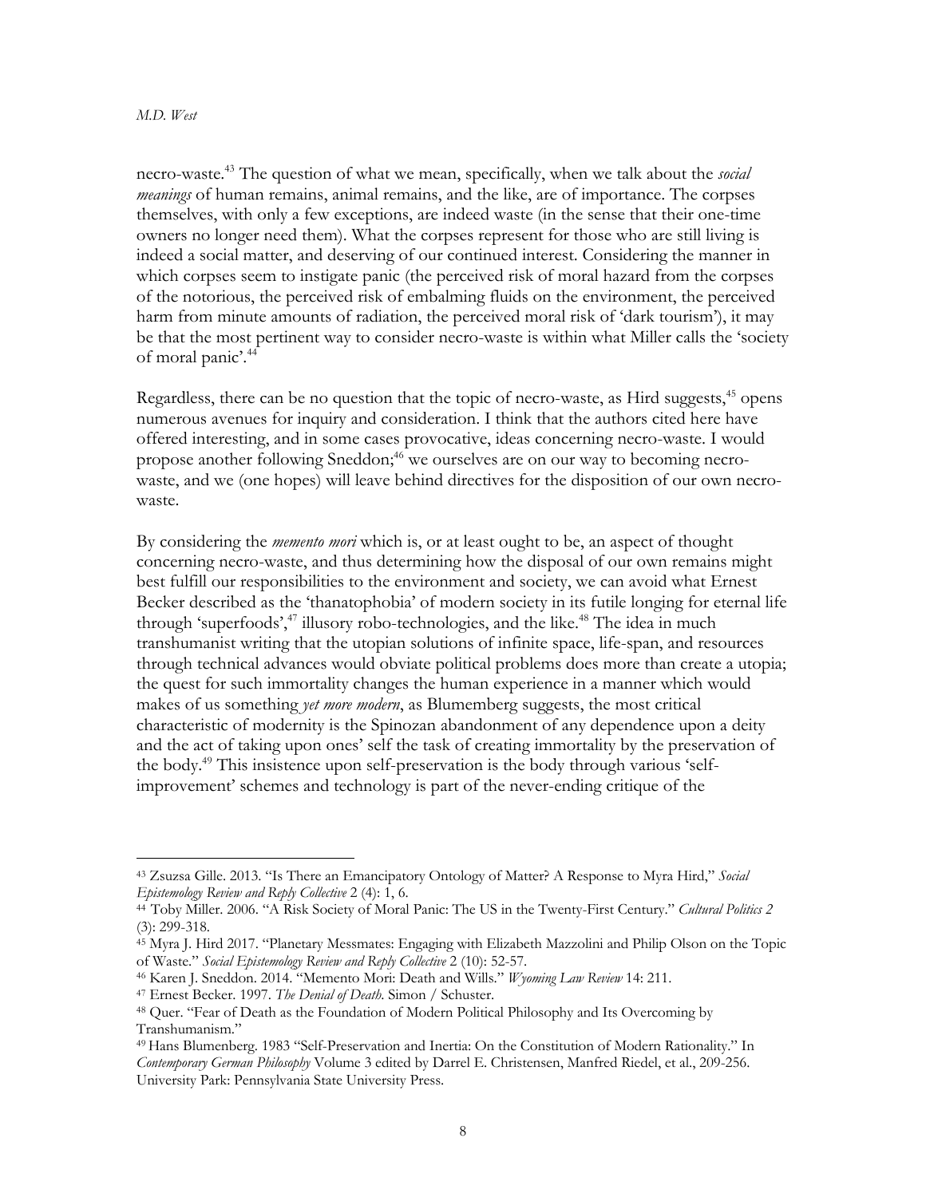necro-waste.[43] The question of what we mean, specifically, when we talk about the *social meanings* of human remains, animal remains, and the like, are of importance. The corpses themselves, with only a few exceptions, are indeed waste (in the sense that their one-time owners no longer need them). What the corpses represent for those who are still living is indeed a social matter, and deserving of our continued interest. Considering the manner in which corpses seem to instigate panic (the perceived risk of moral hazard from the corpses of the notorious, the perceived risk of embalming fluids on the environment, the perceived harm from minute amounts of radiation, the perceived moral risk of 'dark tourism'), it may be that the most pertinent way to consider necro-waste is within what Miller calls the 'society of moral panic'.[44]

Regardless, there can be no question that the topic of necro-waste, as Hird suggests,[45] opens numerous avenues for inquiry and consideration. I think that the authors cited here have offered interesting, and in some cases provocative, ideas concerning necro-waste. I would propose another following Sneddon;[46] we ourselves are on our way to becoming necro-waste, and we (one hopes) will leave behind directives for the disposition of our own necro-waste.

By considering the *memento mori* which is, or at least ought to be, an aspect of thought concerning necro-waste, and thus determining how the disposal of our own remains might best fulfill our responsibilities to the environment and society, we can avoid what Ernest Becker described as the 'thanatophobia' of modern society in its futile longing for eternal life through 'superfoods',[47] illusory robo-technologies, and the like.[48] The idea in much transhumanist writing that the utopian solutions of infinite space, life-span, and resources through technical advances would obviate political problems does more than create a utopia; the quest for such immortality changes the human experience in a manner which would makes of us something *yet more modern*, as Blumemberg suggests, the most critical characteristic of modernity is the Spinozan abandonment of any dependence upon a deity and the act of taking upon ones' self the task of creating immortality by the preservation of the body.[49] This insistence upon self-preservation is the body through various 'self-improvement' schemes and technology is part of the never-ending critique of the

---

[43] Zsuzsa Gille. 2013. "Is There an Emancipatory Ontology of Matter? A Response to Myra Hird," *Social Epistemology Review and Reply Collective* 2 (4): 1, 6.

[44] Toby Miller. 2006. "A Risk Society of Moral Panic: The US in the Twenty-First Century." *Cultural Politics 2* (3): 299-318.

[45] Myra J. Hird 2017. "Planetary Messmates: Engaging with Elizabeth Mazzolini and Philip Olson on the Topic of Waste." *Social Epistemology Review and Reply Collective* 2 (10): 52-57.

[46] Karen J. Sneddon. 2014. "Memento Mori: Death and Wills." *Wyoming Law Review* 14: 211.

[47] Ernest Becker. 1997. *The Denial of Death*. Simon / Schuster.

[48] Quer. "Fear of Death as the Foundation of Modern Political Philosophy and Its Overcoming by Transhumanism."

[49] Hans Blumenberg. 1983 "Self-Preservation and Inertia: On the Constitution of Modern Rationality." In *Contemporary German Philosophy* Volume 3 edited by Darrel E. Christensen, Manfred Riedel, et al., 209-256. University Park: Pennsylvania State University Press.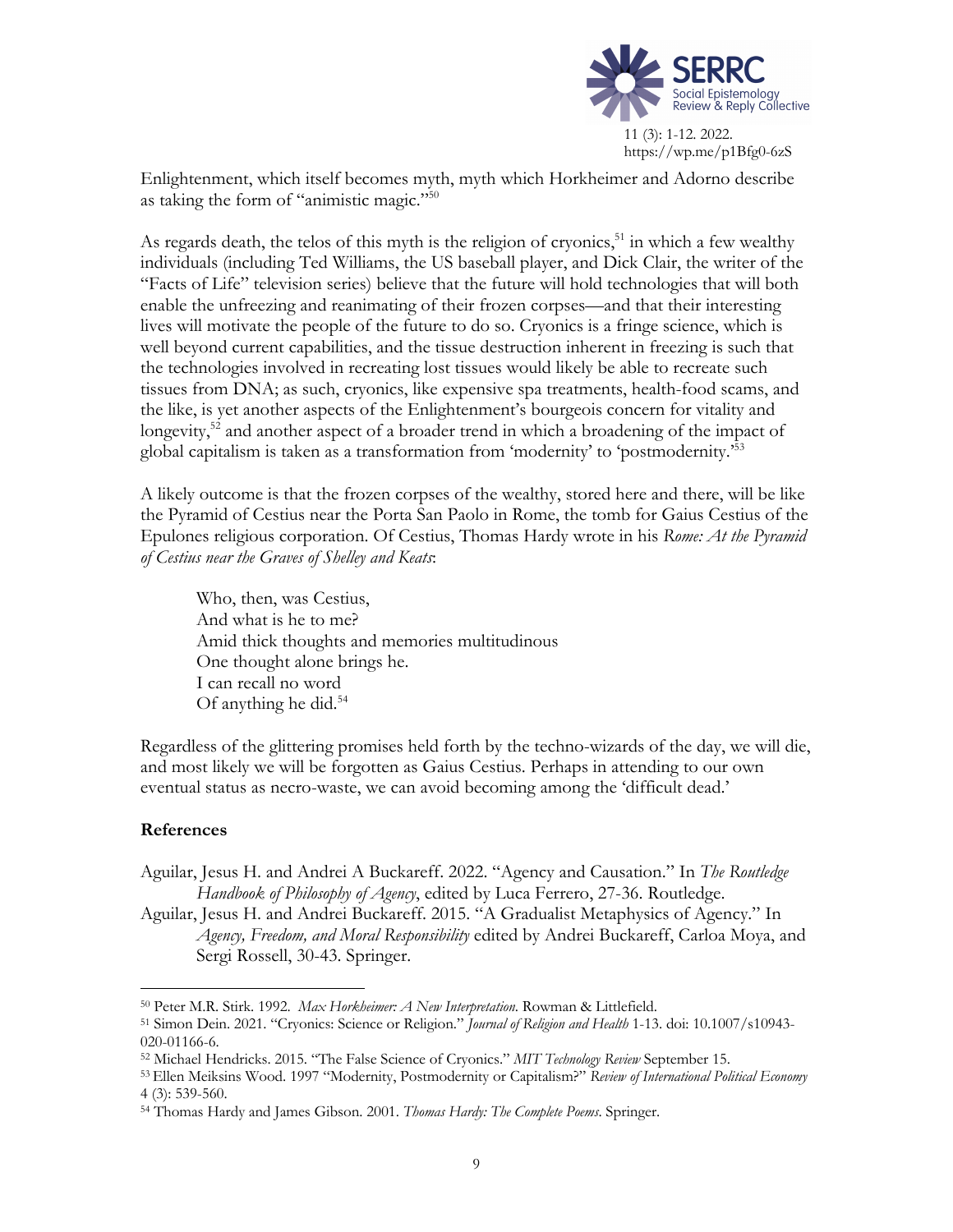Enlightenment, which itself becomes myth, myth which Horkheimer and Adorno describe as taking the form of "animistic magic."[50]

As regards death, the telos of this myth is the religion of cryonics,[51] in which a few wealthy individuals (including Ted Williams, the US baseball player, and Dick Clair, the writer of the "Facts of Life" television series) believe that the future will hold technologies that will both enable the unfreezing and reanimating of their frozen corpses—and that their interesting lives will motivate the people of the future to do so. Cryonics is a fringe science, which is well beyond current capabilities, and the tissue destruction inherent in freezing is such that the technologies involved in recreating lost tissues would likely be able to recreate such tissues from DNA; as such, cryonics, like expensive spa treatments, health-food scams, and the like, is yet another aspects of the Enlightenment's bourgeois concern for vitality and longevity,[52] and another aspect of a broader trend in which a broadening of the impact of global capitalism is taken as a transformation from 'modernity' to 'postmodernity.'[53]

A likely outcome is that the frozen corpses of the wealthy, stored here and there, will be like the Pyramid of Cestius near the Porta San Paolo in Rome, the tomb for Gaius Cestius of the Epulones religious corporation. Of Cestius, Thomas Hardy wrote in his *Rome: At the Pyramid of Cestius near the Graves of Shelley and Keats*:

> Who, then, was Cestius,
> And what is he to me?
> Amid thick thoughts and memories multitudinous
> One thought alone brings he.
> I can recall no word
> Of anything he did.[54]

Regardless of the glittering promises held forth by the techno-wizards of the day, we will die, and most likely we will be forgotten as Gaius Cestius. Perhaps in attending to our own eventual status as necro-waste, we can avoid becoming among the 'difficult dead.'

## References

Aguilar, Jesus H. and Andrei A Buckareff. 2022. "Agency and Causation." In *The Routledge Handbook of Philosophy of Agency*, edited by Luca Ferrero, 27-36. Routledge.

Aguilar, Jesus H. and Andrei Buckareff. 2015. "A Gradualist Metaphysics of Agency." In *Agency, Freedom, and Moral Responsibility* edited by Andrei Buckareff, Carloa Moya, and Sergi Rossell, 30-43. Springer.

---

[50] Peter M.R. Stirk. 1992. *Max Horkheimer: A New Interpretation*. Rowman & Littlefield.

[51] Simon Dein. 2021. "Cryonics: Science or Religion." *Journal of Religion and Health* 1-13. doi: 10.1007/s10943-020-01166-6.

[52] Michael Hendricks. 2015. "The False Science of Cryonics." *MIT Technology Review* September 15.

[53] Ellen Meiksins Wood. 1997 "Modernity, Postmodernity or Capitalism?" *Review of International Political Economy* 4 (3): 539-560.

[54] Thomas Hardy and James Gibson. 2001. *Thomas Hardy: The Complete Poems*. Springer.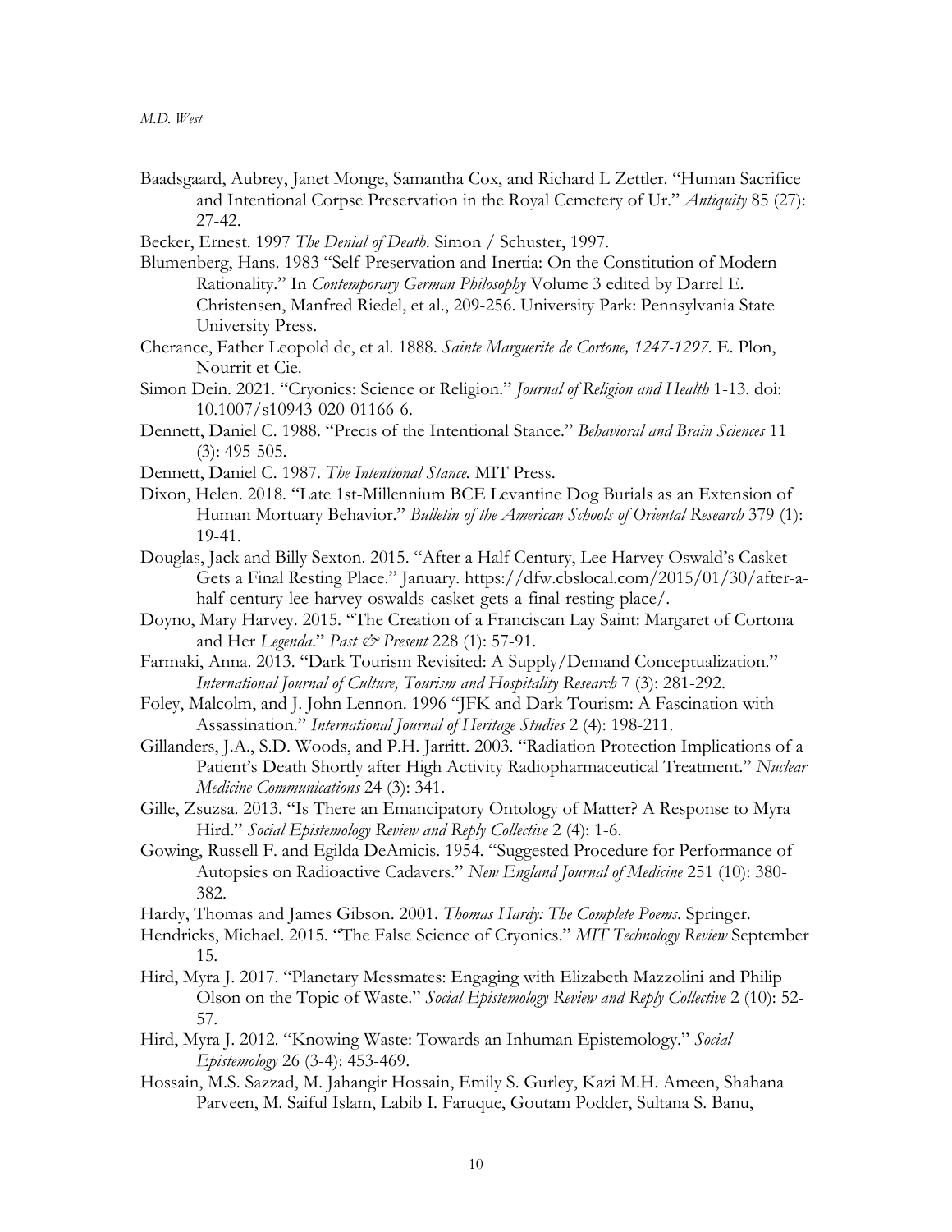Baadsgaard, Aubrey, Janet Monge, Samantha Cox, and Richard L Zettler. "Human Sacrifice and Intentional Corpse Preservation in the Royal Cemetery of Ur." *Antiquity* 85 (27): 27-42.

Becker, Ernest. 1997 *The Denial of Death*. Simon / Schuster, 1997.

Blumenberg, Hans. 1983 "Self-Preservation and Inertia: On the Constitution of Modern Rationality." In *Contemporary German Philosophy* Volume 3 edited by Darrel E. Christensen, Manfred Riedel, et al., 209-256. University Park: Pennsylvania State University Press.

Cherance, Father Leopold de, et al. 1888. *Sainte Marguerite de Cortone, 1247-1297*. E. Plon, Nourrit et Cie.

Simon Dein. 2021. "Cryonics: Science or Religion." *Journal of Religion and Health* 1-13. doi: 10.1007/s10943-020-01166-6.

Dennett, Daniel C. 1988. "Precis of the Intentional Stance." *Behavioral and Brain Sciences* 11 (3): 495-505.

Dennett, Daniel C. 1987. *The Intentional Stance*. MIT Press.

Dixon, Helen. 2018. "Late 1st-Millennium BCE Levantine Dog Burials as an Extension of Human Mortuary Behavior." *Bulletin of the American Schools of Oriental Research* 379 (1): 19-41.

Douglas, Jack and Billy Sexton. 2015. "After a Half Century, Lee Harvey Oswald's Casket Gets a Final Resting Place." January. https://dfw.cbslocal.com/2015/01/30/after-a-half-century-lee-harvey-oswalds-casket-gets-a-final-resting-place/.

Doyno, Mary Harvey. 2015. "The Creation of a Franciscan Lay Saint: Margaret of Cortona and Her *Legenda*." *Past & Present* 228 (1): 57-91.

Farmaki, Anna. 2013. "Dark Tourism Revisited: A Supply/Demand Conceptualization." *International Journal of Culture, Tourism and Hospitality Research* 7 (3): 281-292.

Foley, Malcolm, and J. John Lennon. 1996 "JFK and Dark Tourism: A Fascination with Assassination." *International Journal of Heritage Studies* 2 (4): 198-211.

Gillanders, J.A., S.D. Woods, and P.H. Jarritt. 2003. "Radiation Protection Implications of a Patient's Death Shortly after High Activity Radiopharmaceutical Treatment." *Nuclear Medicine Communications* 24 (3): 341.

Gille, Zsuzsa. 2013. "Is There an Emancipatory Ontology of Matter? A Response to Myra Hird." *Social Epistemology Review and Reply Collective* 2 (4): 1-6.

Gowing, Russell F. and Egilda DeAmicis. 1954. "Suggested Procedure for Performance of Autopsies on Radioactive Cadavers." *New England Journal of Medicine* 251 (10): 380-382.

Hardy, Thomas and James Gibson. 2001. *Thomas Hardy: The Complete Poems*. Springer.

Hendricks, Michael. 2015. "The False Science of Cryonics." *MIT Technology Review* September 15.

Hird, Myra J. 2017. "Planetary Messmates: Engaging with Elizabeth Mazzolini and Philip Olson on the Topic of Waste." *Social Epistemology Review and Reply Collective* 2 (10): 52-57.

Hird, Myra J. 2012. "Knowing Waste: Towards an Inhuman Epistemology." *Social Epistemology* 26 (3-4): 453-469.

Hossain, M.S. Sazzad, M. Jahangir Hossain, Emily S. Gurley, Kazi M.H. Ameen, Shahana Parveen, M. Saiful Islam, Labib I. Faruque, Goutam Podder, Sultana S. Banu,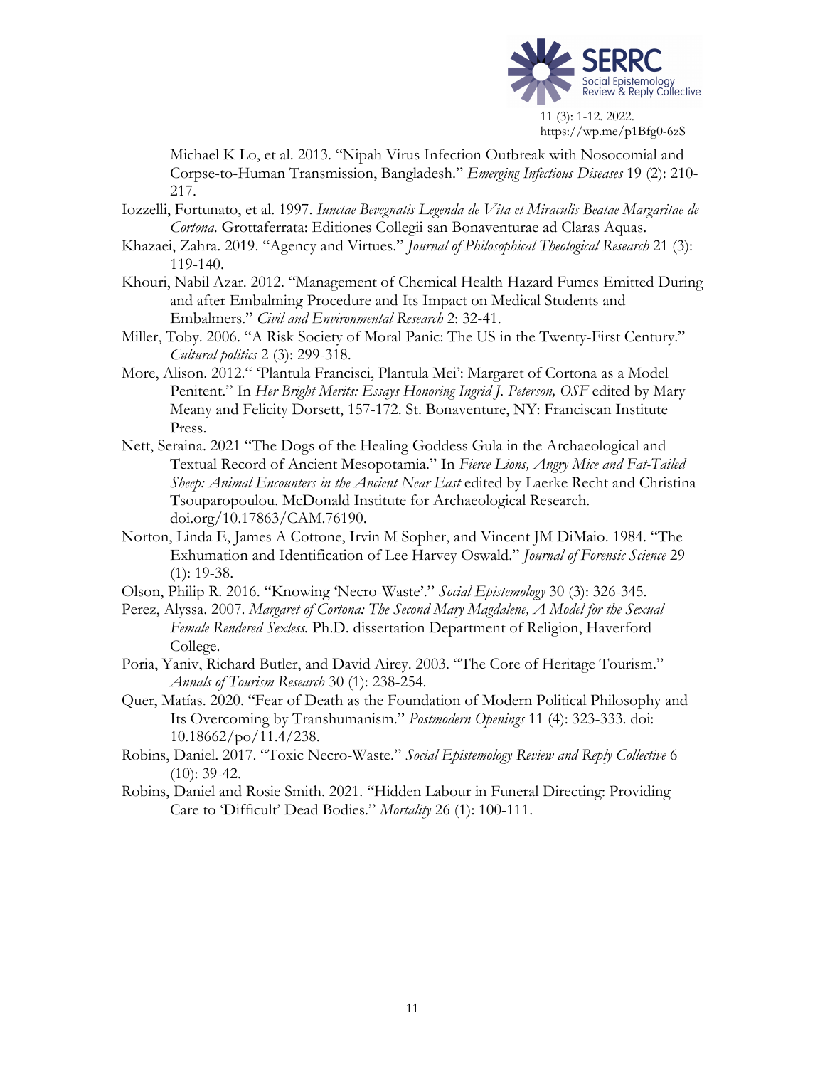Michael K Lo, et al. 2013. "Nipah Virus Infection Outbreak with Nosocomial and Corpse-to-Human Transmission, Bangladesh." *Emerging Infectious Diseases* 19 (2): 210-217.

Iozzelli, Fortunato, et al. 1997. *Iunctae Bevegnatis Legenda de Vita et Miraculis Beatae Margaritae de Cortona*. Grottaferrata: Editiones Collegii san Bonaventurae ad Claras Aquas.

Khazaei, Zahra. 2019. "Agency and Virtues." *Journal of Philosophical Theological Research* 21 (3): 119-140.

Khouri, Nabil Azar. 2012. "Management of Chemical Health Hazard Fumes Emitted During and after Embalming Procedure and Its Impact on Medical Students and Embalmers." *Civil and Environmental Research* 2: 32-41.

Miller, Toby. 2006. "A Risk Society of Moral Panic: The US in the Twenty-First Century." *Cultural politics* 2 (3): 299-318.

More, Alison. 2012." 'Plantula Francisci, Plantula Mei': Margaret of Cortona as a Model Penitent." In *Her Bright Merits: Essays Honoring Ingrid J. Peterson, OSF* edited by Mary Meany and Felicity Dorsett, 157-172. St. Bonaventure, NY: Franciscan Institute Press.

Nett, Seraina. 2021 "The Dogs of the Healing Goddess Gula in the Archaeological and Textual Record of Ancient Mesopotamia." In *Fierce Lions, Angry Mice and Fat-Tailed Sheep: Animal Encounters in the Ancient Near East* edited by Laerke Recht and Christina Tsouparopoulou. McDonald Institute for Archaeological Research. doi.org/10.17863/CAM.76190.

Norton, Linda E, James A Cottone, Irvin M Sopher, and Vincent JM DiMaio. 1984. "The Exhumation and Identification of Lee Harvey Oswald." *Journal of Forensic Science* 29 (1): 19-38.

Olson, Philip R. 2016. "Knowing 'Necro-Waste'." *Social Epistemology* 30 (3): 326-345.

Perez, Alyssa. 2007. *Margaret of Cortona: The Second Mary Magdalene, A Model for the Sexual Female Rendered Sexless.* Ph.D. dissertation Department of Religion, Haverford College.

Poria, Yaniv, Richard Butler, and David Airey. 2003. "The Core of Heritage Tourism." *Annals of Tourism Research* 30 (1): 238-254.

Quer, Matías. 2020. "Fear of Death as the Foundation of Modern Political Philosophy and Its Overcoming by Transhumanism." *Postmodern Openings* 11 (4): 323-333. doi: 10.18662/po/11.4/238.

Robins, Daniel. 2017. "Toxic Necro-Waste." *Social Epistemology Review and Reply Collective* 6 (10): 39-42.

Robins, Daniel and Rosie Smith. 2021. "Hidden Labour in Funeral Directing: Providing Care to 'Difficult' Dead Bodies." *Mortality* 26 (1): 100-111.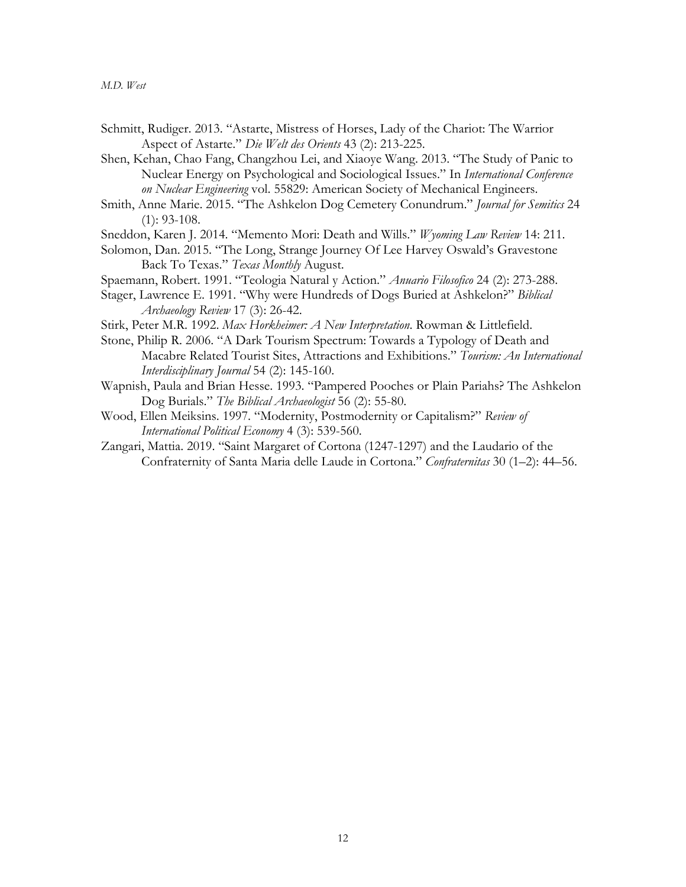Schmitt, Rudiger. 2013. "Astarte, Mistress of Horses, Lady of the Chariot: The Warrior Aspect of Astarte." *Die Welt des Orients* 43 (2): 213-225.

Shen, Kehan, Chao Fang, Changzhou Lei, and Xiaoye Wang. 2013. "The Study of Panic to Nuclear Energy on Psychological and Sociological Issues." In *International Conference on Nuclear Engineering* vol. 55829: American Society of Mechanical Engineers.

Smith, Anne Marie. 2015. "The Ashkelon Dog Cemetery Conundrum." *Journal for Semitics* 24 (1): 93-108.

Sneddon, Karen J. 2014. "Memento Mori: Death and Wills." *Wyoming Law Review* 14: 211.

Solomon, Dan. 2015. "The Long, Strange Journey Of Lee Harvey Oswald's Gravestone Back To Texas." *Texas Monthly* August.

Spaemann, Robert. 1991. "Teologia Natural y Action." *Anuario Filosofico* 24 (2): 273-288.

Stager, Lawrence E. 1991. "Why were Hundreds of Dogs Buried at Ashkelon?" *Biblical Archaeology Review* 17 (3): 26-42.

Stirk, Peter M.R. 1992. *Max Horkheimer: A New Interpretation*. Rowman & Littlefield.

Stone, Philip R. 2006. "A Dark Tourism Spectrum: Towards a Typology of Death and Macabre Related Tourist Sites, Attractions and Exhibitions." *Tourism: An International Interdisciplinary Journal* 54 (2): 145-160.

Wapnish, Paula and Brian Hesse. 1993. "Pampered Pooches or Plain Pariahs? The Ashkelon Dog Burials." *The Biblical Archaeologist* 56 (2): 55-80.

Wood, Ellen Meiksins. 1997. "Modernity, Postmodernity or Capitalism?" *Review of International Political Economy* 4 (3): 539-560.

Zangari, Mattia. 2019. "Saint Margaret of Cortona (1247-1297) and the Laudario of the Confraternity of Santa Maria delle Laude in Cortona." *Confraternitas* 30 (1–2): 44–56.